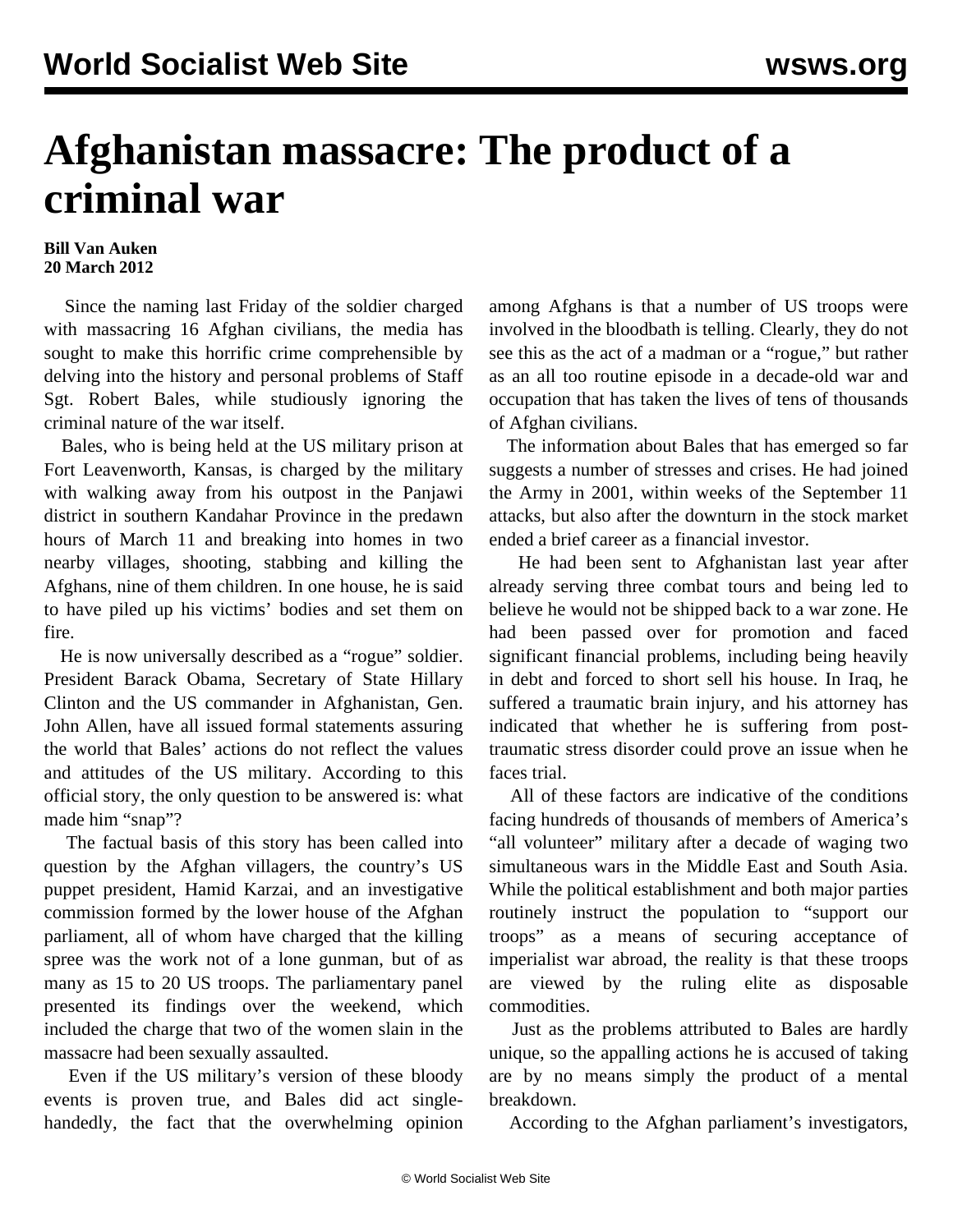# Afghanistan massacre: The product of a criminal war

**Bill Van Auken**
**20 March 2012**

Since the naming last Friday of the soldier charged with massacring 16 Afghan civilians, the media has sought to make this horrific crime comprehensible by delving into the history and personal problems of Staff Sgt. Robert Bales, while studiously ignoring the criminal nature of the war itself.

Bales, who is being held at the US military prison at Fort Leavenworth, Kansas, is charged by the military with walking away from his outpost in the Panjawi district in southern Kandahar Province in the predawn hours of March 11 and breaking into homes in two nearby villages, shooting, stabbing and killing the Afghans, nine of them children. In one house, he is said to have piled up his victims' bodies and set them on fire.

He is now universally described as a "rogue" soldier. President Barack Obama, Secretary of State Hillary Clinton and the US commander in Afghanistan, Gen. John Allen, have all issued formal statements assuring the world that Bales' actions do not reflect the values and attitudes of the US military. According to this official story, the only question to be answered is: what made him "snap"?

The factual basis of this story has been called into question by the Afghan villagers, the country's US puppet president, Hamid Karzai, and an investigative commission formed by the lower house of the Afghan parliament, all of whom have charged that the killing spree was the work not of a lone gunman, but of as many as 15 to 20 US troops. The parliamentary panel presented its findings over the weekend, which included the charge that two of the women slain in the massacre had been sexually assaulted.

Even if the US military's version of these bloody events is proven true, and Bales did act single-handedly, the fact that the overwhelming opinion among Afghans is that a number of US troops were involved in the bloodbath is telling. Clearly, they do not see this as the act of a madman or a "rogue," but rather as an all too routine episode in a decade-old war and occupation that has taken the lives of tens of thousands of Afghan civilians.

The information about Bales that has emerged so far suggests a number of stresses and crises. He had joined the Army in 2001, within weeks of the September 11 attacks, but also after the downturn in the stock market ended a brief career as a financial investor.

He had been sent to Afghanistan last year after already serving three combat tours and being led to believe he would not be shipped back to a war zone. He had been passed over for promotion and faced significant financial problems, including being heavily in debt and forced to short sell his house. In Iraq, he suffered a traumatic brain injury, and his attorney has indicated that whether he is suffering from post-traumatic stress disorder could prove an issue when he faces trial.

All of these factors are indicative of the conditions facing hundreds of thousands of members of America's "all volunteer" military after a decade of waging two simultaneous wars in the Middle East and South Asia. While the political establishment and both major parties routinely instruct the population to "support our troops" as a means of securing acceptance of imperialist war abroad, the reality is that these troops are viewed by the ruling elite as disposable commodities.

Just as the problems attributed to Bales are hardly unique, so the appalling actions he is accused of taking are by no means simply the product of a mental breakdown.

According to the Afghan parliament's investigators,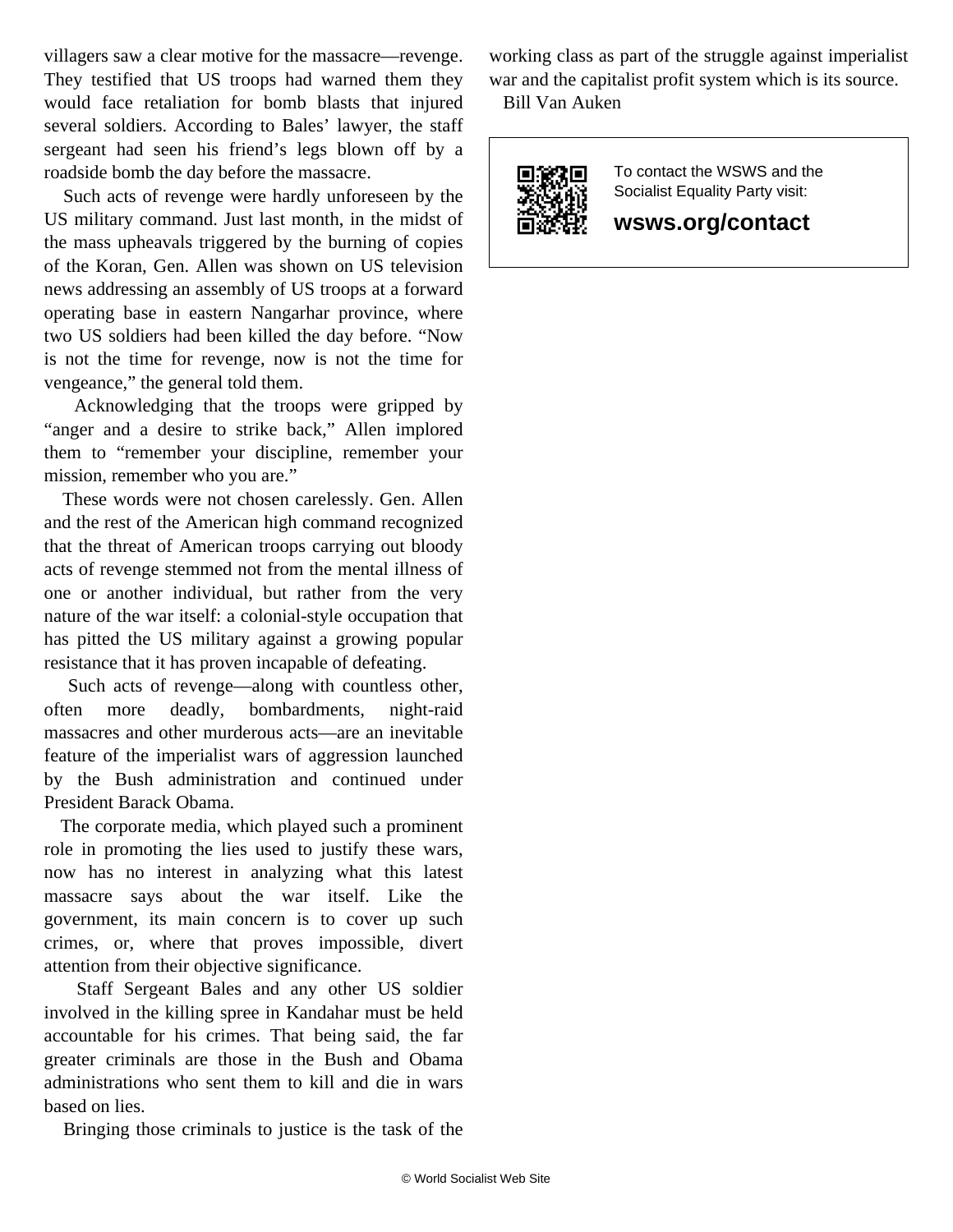villagers saw a clear motive for the massacre—revenge. They testified that US troops had warned them they would face retaliation for bomb blasts that injured several soldiers. According to Bales' lawyer, the staff sergeant had seen his friend's legs blown off by a roadside bomb the day before the massacre.

Such acts of revenge were hardly unforeseen by the US military command. Just last month, in the midst of the mass upheavals triggered by the burning of copies of the Koran, Gen. Allen was shown on US television news addressing an assembly of US troops at a forward operating base in eastern Nangarhar province, where two US soldiers had been killed the day before. "Now is not the time for revenge, now is not the time for vengeance," the general told them.

Acknowledging that the troops were gripped by "anger and a desire to strike back," Allen implored them to "remember your discipline, remember your mission, remember who you are."

These words were not chosen carelessly. Gen. Allen and the rest of the American high command recognized that the threat of American troops carrying out bloody acts of revenge stemmed not from the mental illness of one or another individual, but rather from the very nature of the war itself: a colonial-style occupation that has pitted the US military against a growing popular resistance that it has proven incapable of defeating.

Such acts of revenge—along with countless other, often more deadly, bombardments, night-raid massacres and other murderous acts—are an inevitable feature of the imperialist wars of aggression launched by the Bush administration and continued under President Barack Obama.

The corporate media, which played such a prominent role in promoting the lies used to justify these wars, now has no interest in analyzing what this latest massacre says about the war itself. Like the government, its main concern is to cover up such crimes, or, where that proves impossible, divert attention from their objective significance.

Staff Sergeant Bales and any other US soldier involved in the killing spree in Kandahar must be held accountable for his crimes. That being said, the far greater criminals are those in the Bush and Obama administrations who sent them to kill and die in wars based on lies.

Bringing those criminals to justice is the task of the working class as part of the struggle against imperialist war and the capitalist profit system which is its source.

Bill Van Auken

To contact the WSWS and the Socialist Equality Party visit:

**wsws.org/contact**